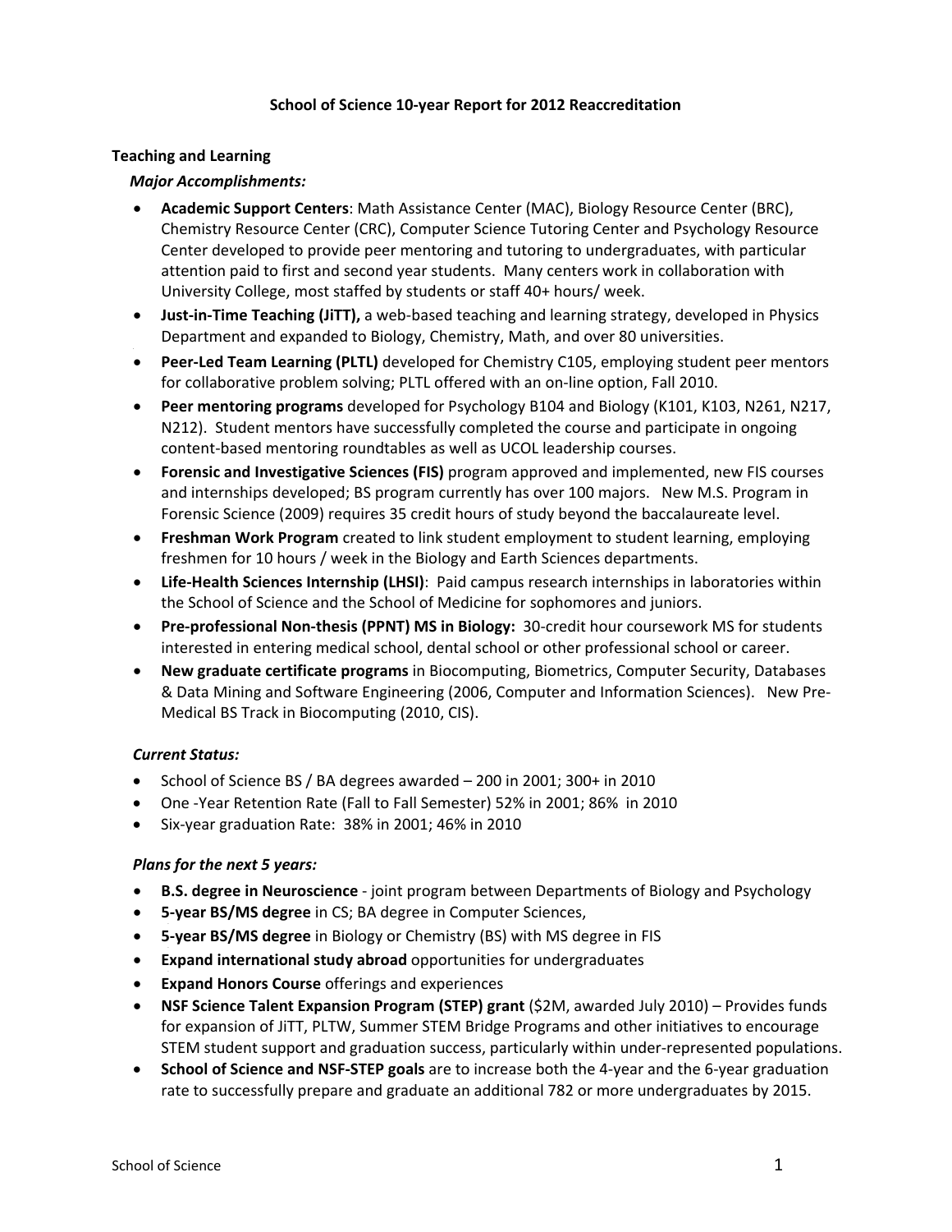# School of Science 10-year Report for 2012 Reaccreditation

## Teaching and Learning

### *Major Accomplishments:*

- **Academic Support Centers**: Math Assistance Center (MAC), Biology Resource Center (BRC), Chemistry Resource Center (CRC), Computer Science Tutoring Center and Psychology Resource Center developed to provide peer mentoring and tutoring to undergraduates, with particular attention paid to first and second year students. Many centers work in collaboration with University College, most staffed by students or staff 40+ hours/ week.
- **Just-in-Time Teaching (JiTT),** a web-based teaching and learning strategy, developed in Physics Department and expanded to Biology, Chemistry, Math, and over 80 universities.
- **Peer-Led Team Learning (PLTL)** developed for Chemistry C105, employing student peer mentors for collaborative problem solving; PLTL offered with an on-line option, Fall 2010.
- **Peer mentoring programs** developed for Psychology B104 and Biology (K101, K103, N261, N217, N212). Student mentors have successfully completed the course and participate in ongoing content-based mentoring roundtables as well as UCOL leadership courses.
- **Forensic and Investigative Sciences (FIS)** program approved and implemented, new FIS courses and internships developed; BS program currently has over 100 majors. New M.S. Program in Forensic Science (2009) requires 35 credit hours of study beyond the baccalaureate level.
- **Freshman Work Program** created to link student employment to student learning, employing freshmen for 10 hours / week in the Biology and Earth Sciences departments.
- **Life-Health Sciences Internship (LHSI)**: Paid campus research internships in laboratories within the School of Science and the School of Medicine for sophomores and juniors.
- **Pre-professional Non-thesis (PPNT) MS in Biology:** 30-credit hour coursework MS for students interested in entering medical school, dental school or other professional school or career.
- **New graduate certificate programs** in Biocomputing, Biometrics, Computer Security, Databases & Data Mining and Software Engineering (2006, Computer and Information Sciences). New Pre-Medical BS Track in Biocomputing (2010, CIS).

### *Current Status:*

- School of Science BS / BA degrees awarded – 200 in 2001; 300+ in 2010
- One -Year Retention Rate (Fall to Fall Semester) 52% in 2001; 86% in 2010
- Six-year graduation Rate: 38% in 2001; 46% in 2010

### *Plans for the next 5 years:*

- **B.S. degree in Neuroscience** - joint program between Departments of Biology and Psychology
- **5-year BS/MS degree** in CS; BA degree in Computer Sciences,
- **5-year BS/MS degree** in Biology or Chemistry (BS) with MS degree in FIS
- **Expand international study abroad** opportunities for undergraduates
- **Expand Honors Course** offerings and experiences
- **NSF Science Talent Expansion Program (STEP) grant** ($2M, awarded July 2010) – Provides funds for expansion of JiTT, PLTW, Summer STEM Bridge Programs and other initiatives to encourage STEM student support and graduation success, particularly within under-represented populations.
- **School of Science and NSF-STEP goals** are to increase both the 4-year and the 6-year graduation rate to successfully prepare and graduate an additional 782 or more undergraduates by 2015.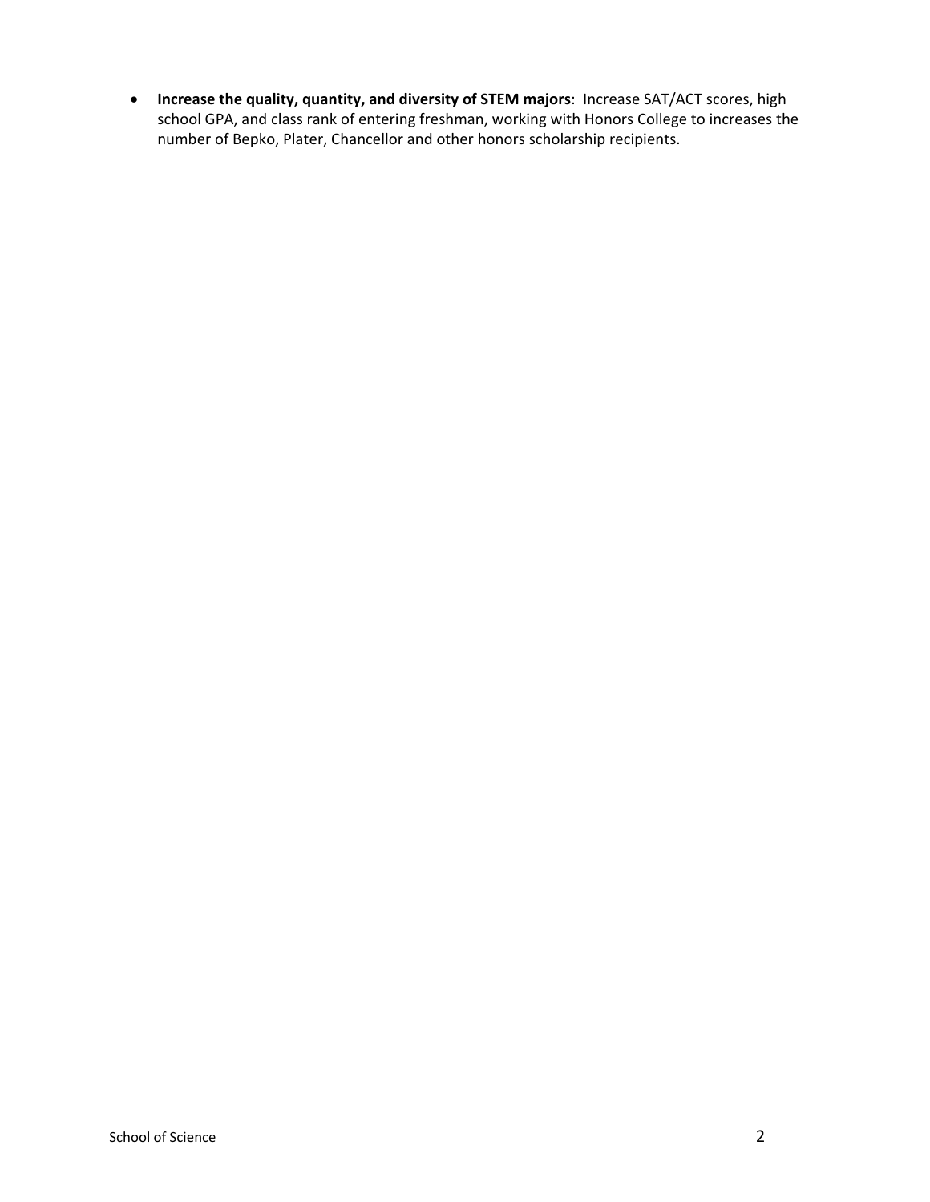- **Increase the quality, quantity, and diversity of STEM majors**: Increase SAT/ACT scores, high school GPA, and class rank of entering freshman, working with Honors College to increases the number of Bepko, Plater, Chancellor and other honors scholarship recipients.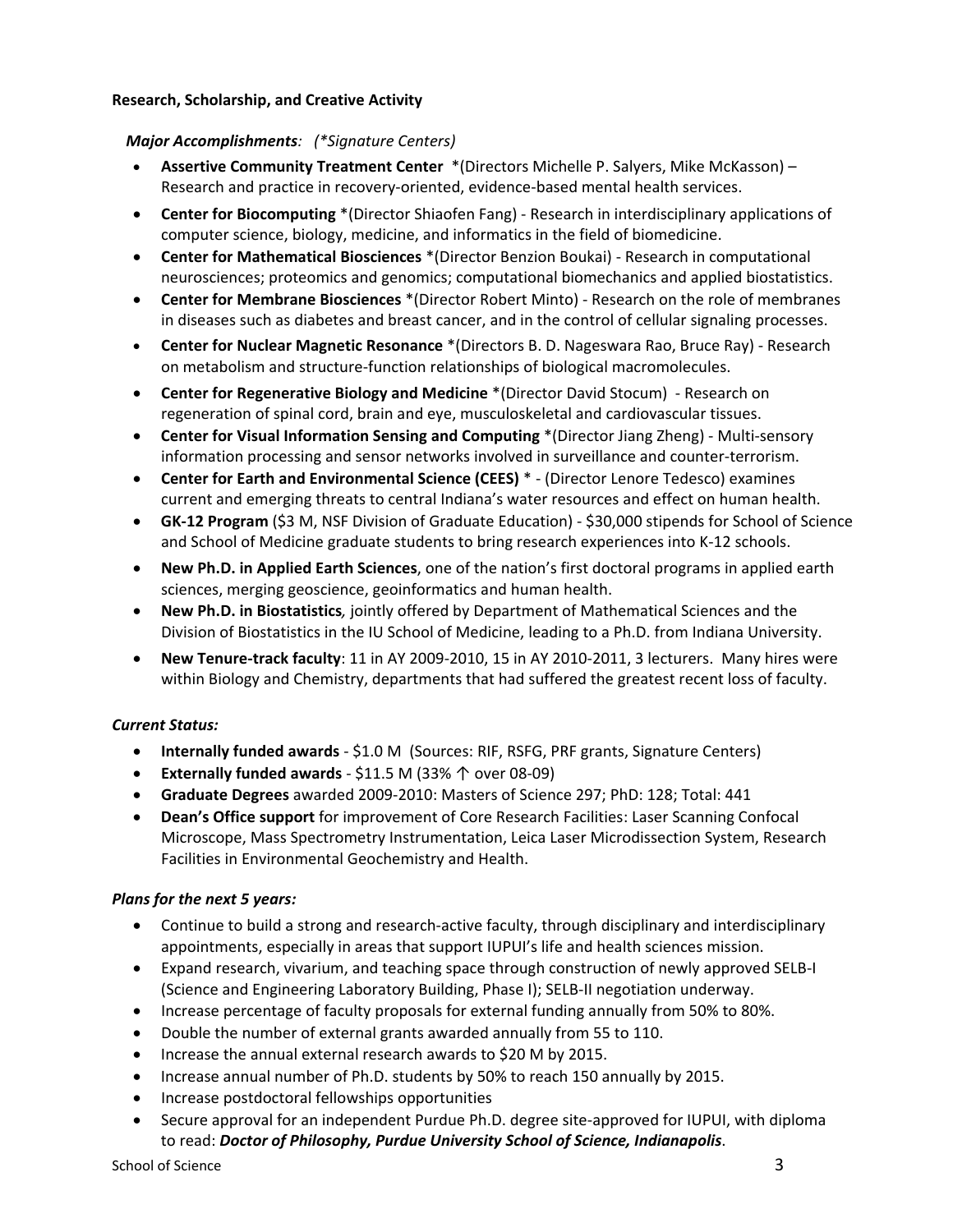**Research, Scholarship, and Creative Activity**

***Major Accomplishments**: (\*Signature Centers)*

- **Assertive Community Treatment Center** \*(Directors Michelle P. Salyers, Mike McKasson) – Research and practice in recovery-oriented, evidence-based mental health services.
- **Center for Biocomputing** \*(Director Shiaofen Fang) - Research in interdisciplinary applications of computer science, biology, medicine, and informatics in the field of biomedicine.
- **Center for Mathematical Biosciences** \*(Director Benzion Boukai) - Research in computational neurosciences; proteomics and genomics; computational biomechanics and applied biostatistics.
- **Center for Membrane Biosciences** \*(Director Robert Minto) - Research on the role of membranes in diseases such as diabetes and breast cancer, and in the control of cellular signaling processes.
- **Center for Nuclear Magnetic Resonance** \*(Directors B. D. Nageswara Rao, Bruce Ray) - Research on metabolism and structure-function relationships of biological macromolecules.
- **Center for Regenerative Biology and Medicine** \*(Director David Stocum) - Research on regeneration of spinal cord, brain and eye, musculoskeletal and cardiovascular tissues.
- **Center for Visual Information Sensing and Computing** \*(Director Jiang Zheng) - Multi-sensory information processing and sensor networks involved in surveillance and counter-terrorism.
- **Center for Earth and Environmental Science (CEES)** \* - (Director Lenore Tedesco) examines current and emerging threats to central Indiana's water resources and effect on human health.
- **GK-12 Program** ($3 M, NSF Division of Graduate Education) - $30,000 stipends for School of Science and School of Medicine graduate students to bring research experiences into K-12 schools.
- **New Ph.D. in Applied Earth Sciences**, one of the nation's first doctoral programs in applied earth sciences, merging geoscience, geoinformatics and human health.
- **New Ph.D. in Biostatistics***,* jointly offered by Department of Mathematical Sciences and the Division of Biostatistics in the IU School of Medicine, leading to a Ph.D. from Indiana University.
- **New Tenure-track faculty**: 11 in AY 2009-2010, 15 in AY 2010-2011, 3 lecturers. Many hires were within Biology and Chemistry, departments that had suffered the greatest recent loss of faculty.

***Current Status:***

- **Internally funded awards** - $1.0 M (Sources: RIF, RSFG, PRF grants, Signature Centers)
- **Externally funded awards** - $11.5 M (33% ↑ over 08-09)
- **Graduate Degrees** awarded 2009-2010: Masters of Science 297; PhD: 128; Total: 441
- **Dean's Office support** for improvement of Core Research Facilities: Laser Scanning Confocal Microscope, Mass Spectrometry Instrumentation, Leica Laser Microdissection System, Research Facilities in Environmental Geochemistry and Health.

***Plans for the next 5 years:***

- Continue to build a strong and research-active faculty, through disciplinary and interdisciplinary appointments, especially in areas that support IUPUI's life and health sciences mission.
- Expand research, vivarium, and teaching space through construction of newly approved SELB-I (Science and Engineering Laboratory Building, Phase I); SELB-II negotiation underway.
- Increase percentage of faculty proposals for external funding annually from 50% to 80%.
- Double the number of external grants awarded annually from 55 to 110.
- Increase the annual external research awards to $20 M by 2015.
- Increase annual number of Ph.D. students by 50% to reach 150 annually by 2015.
- Increase postdoctoral fellowships opportunities
- Secure approval for an independent Purdue Ph.D. degree site-approved for IUPUI, with diploma to read: ***Doctor of Philosophy, Purdue University School of Science, Indianapolis***.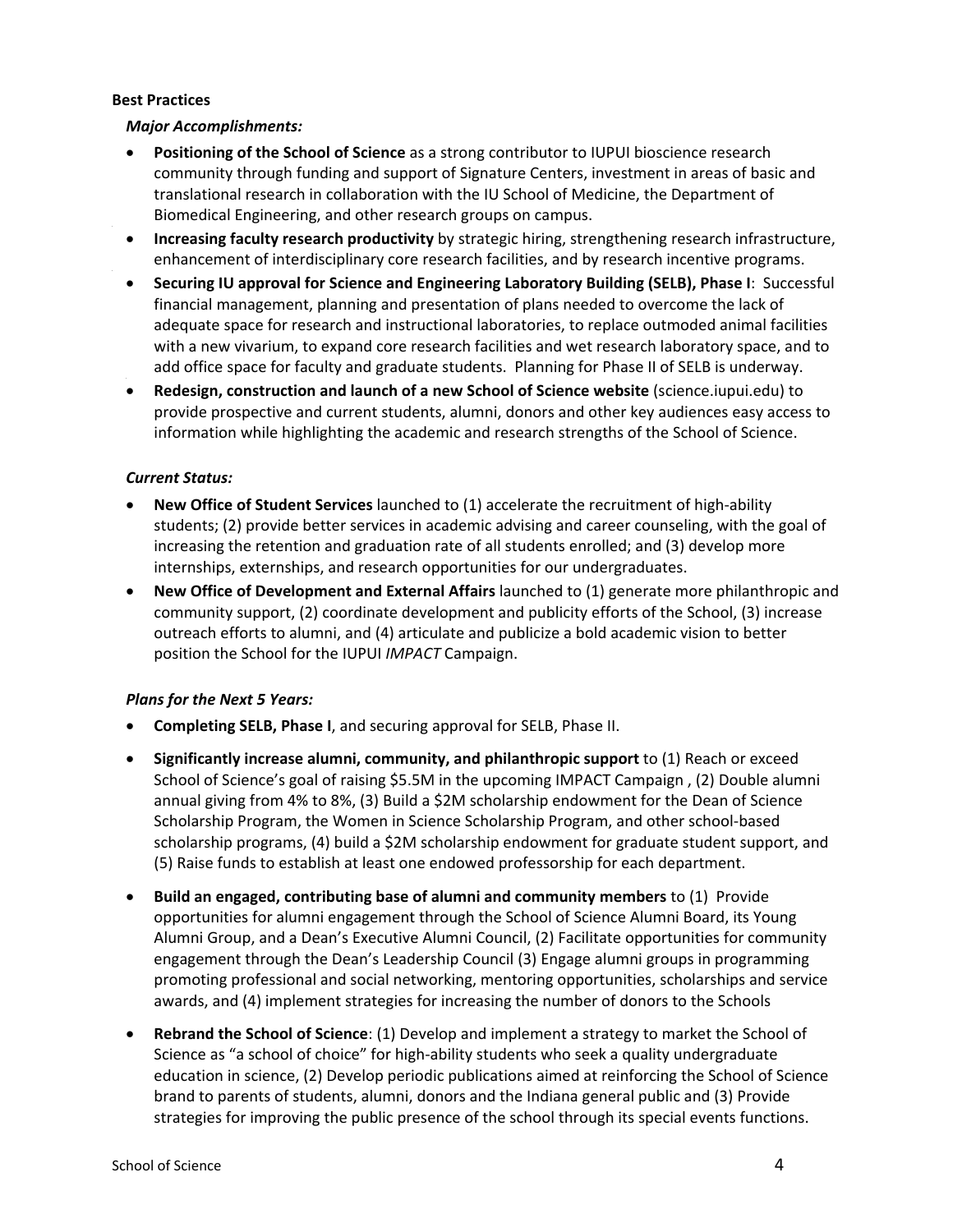**Best Practices**

***Major Accomplishments:***

- **Positioning of the School of Science** as a strong contributor to IUPUI bioscience research community through funding and support of Signature Centers, investment in areas of basic and translational research in collaboration with the IU School of Medicine, the Department of Biomedical Engineering, and other research groups on campus.
- **Increasing faculty research productivity** by strategic hiring, strengthening research infrastructure, enhancement of interdisciplinary core research facilities, and by research incentive programs.
- **Securing IU approval for Science and Engineering Laboratory Building (SELB), Phase I**: Successful financial management, planning and presentation of plans needed to overcome the lack of adequate space for research and instructional laboratories, to replace outmoded animal facilities with a new vivarium, to expand core research facilities and wet research laboratory space, and to add office space for faculty and graduate students. Planning for Phase II of SELB is underway.
- **Redesign, construction and launch of a new School of Science website** (science.iupui.edu) to provide prospective and current students, alumni, donors and other key audiences easy access to information while highlighting the academic and research strengths of the School of Science.

***Current Status:***

- **New Office of Student Services** launched to (1) accelerate the recruitment of high-ability students; (2) provide better services in academic advising and career counseling, with the goal of increasing the retention and graduation rate of all students enrolled; and (3) develop more internships, externships, and research opportunities for our undergraduates.
- **New Office of Development and External Affairs** launched to (1) generate more philanthropic and community support, (2) coordinate development and publicity efforts of the School, (3) increase outreach efforts to alumni, and (4) articulate and publicize a bold academic vision to better position the School for the IUPUI *IMPACT* Campaign.

***Plans for the Next 5 Years:***

- **Completing SELB, Phase I**, and securing approval for SELB, Phase II.
- **Significantly increase alumni, community, and philanthropic support** to (1) Reach or exceed School of Science's goal of raising $5.5M in the upcoming IMPACT Campaign , (2) Double alumni annual giving from 4% to 8%, (3) Build a $2M scholarship endowment for the Dean of Science Scholarship Program, the Women in Science Scholarship Program, and other school-based scholarship programs, (4) build a $2M scholarship endowment for graduate student support, and (5) Raise funds to establish at least one endowed professorship for each department.
- **Build an engaged, contributing base of alumni and community members** to (1) Provide opportunities for alumni engagement through the School of Science Alumni Board, its Young Alumni Group, and a Dean's Executive Alumni Council, (2) Facilitate opportunities for community engagement through the Dean's Leadership Council (3) Engage alumni groups in programming promoting professional and social networking, mentoring opportunities, scholarships and service awards, and (4) implement strategies for increasing the number of donors to the Schools
- **Rebrand the School of Science**: (1) Develop and implement a strategy to market the School of Science as "a school of choice" for high-ability students who seek a quality undergraduate education in science, (2) Develop periodic publications aimed at reinforcing the School of Science brand to parents of students, alumni, donors and the Indiana general public and (3) Provide strategies for improving the public presence of the school through its special events functions.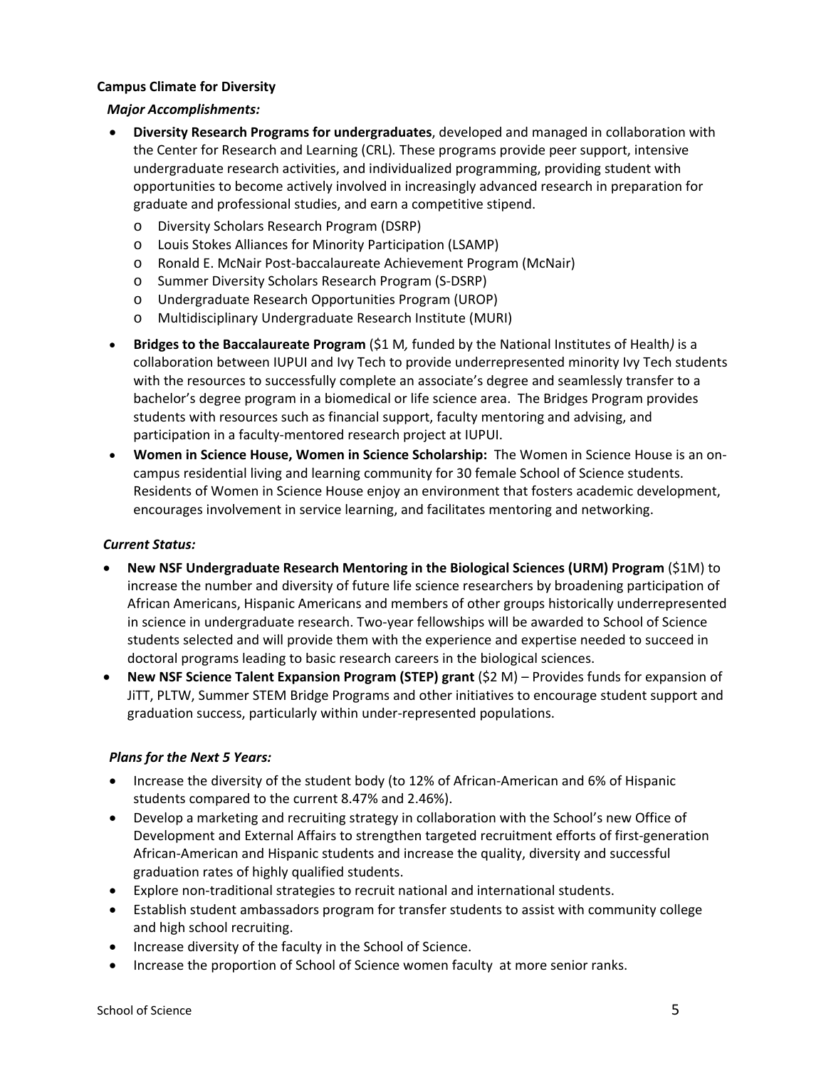**Campus Climate for Diversity**

***Major Accomplishments:***

- **Diversity Research Programs for undergraduates**, developed and managed in collaboration with the Center for Research and Learning (CRL). These programs provide peer support, intensive undergraduate research activities, and individualized programming, providing student with opportunities to become actively involved in increasingly advanced research in preparation for graduate and professional studies, and earn a competitive stipend.
  - Diversity Scholars Research Program (DSRP)
  - Louis Stokes Alliances for Minority Participation (LSAMP)
  - Ronald E. McNair Post-baccalaureate Achievement Program (McNair)
  - Summer Diversity Scholars Research Program (S-DSRP)
  - Undergraduate Research Opportunities Program (UROP)
  - Multidisciplinary Undergraduate Research Institute (MURI)
- **Bridges to the Baccalaureate Program** ($1 M*, funded by the National Institutes of Health)* is a collaboration between IUPUI and Ivy Tech to provide underrepresented minority Ivy Tech students with the resources to successfully complete an associate's degree and seamlessly transfer to a bachelor's degree program in a biomedical or life science area. The Bridges Program provides students with resources such as financial support, faculty mentoring and advising, and participation in a faculty-mentored research project at IUPUI.
- **Women in Science House, Women in Science Scholarship:** The Women in Science House is an on-campus residential living and learning community for 30 female School of Science students. Residents of Women in Science House enjoy an environment that fosters academic development, encourages involvement in service learning, and facilitates mentoring and networking.

***Current Status:***

- **New NSF Undergraduate Research Mentoring in the Biological Sciences (URM) Program** ($1M) to increase the number and diversity of future life science researchers by broadening participation of African Americans, Hispanic Americans and members of other groups historically underrepresented in science in undergraduate research. Two-year fellowships will be awarded to School of Science students selected and will provide them with the experience and expertise needed to succeed in doctoral programs leading to basic research careers in the biological sciences.
- **New NSF Science Talent Expansion Program (STEP) grant** ($2 M) – Provides funds for expansion of JiTT, PLTW, Summer STEM Bridge Programs and other initiatives to encourage student support and graduation success, particularly within under-represented populations.

***Plans for the Next 5 Years:***

- Increase the diversity of the student body (to 12% of African-American and 6% of Hispanic students compared to the current 8.47% and 2.46%).
- Develop a marketing and recruiting strategy in collaboration with the School's new Office of Development and External Affairs to strengthen targeted recruitment efforts of first-generation African-American and Hispanic students and increase the quality, diversity and successful graduation rates of highly qualified students.
- Explore non-traditional strategies to recruit national and international students.
- Establish student ambassadors program for transfer students to assist with community college and high school recruiting.
- Increase diversity of the faculty in the School of Science.
- Increase the proportion of School of Science women faculty at more senior ranks.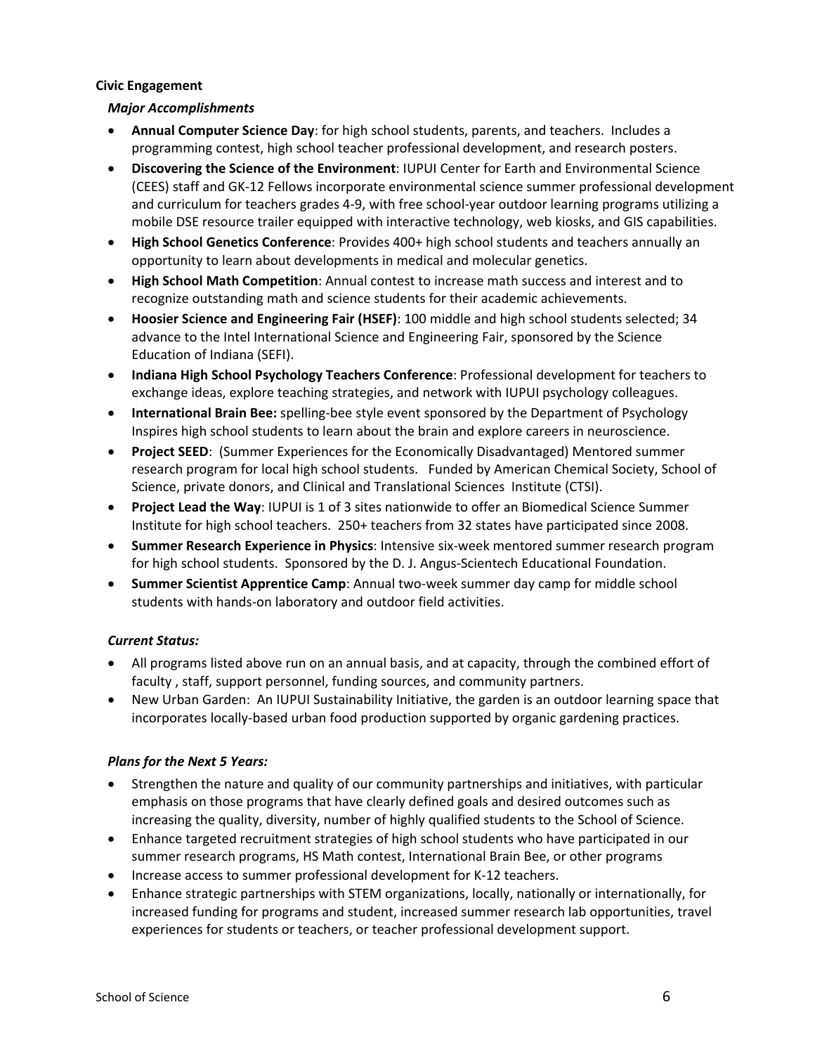**Civic Engagement**

***Major Accomplishments***

- **Annual Computer Science Day**: for high school students, parents, and teachers. Includes a programming contest, high school teacher professional development, and research posters.
- **Discovering the Science of the Environment**: IUPUI Center for Earth and Environmental Science (CEES) staff and GK-12 Fellows incorporate environmental science summer professional development and curriculum for teachers grades 4-9, with free school-year outdoor learning programs utilizing a mobile DSE resource trailer equipped with interactive technology, web kiosks, and GIS capabilities.
- **High School Genetics Conference**: Provides 400+ high school students and teachers annually an opportunity to learn about developments in medical and molecular genetics.
- **High School Math Competition**: Annual contest to increase math success and interest and to recognize outstanding math and science students for their academic achievements.
- **Hoosier Science and Engineering Fair (HSEF)**: 100 middle and high school students selected; 34 advance to the Intel International Science and Engineering Fair, sponsored by the Science Education of Indiana (SEFI).
- **Indiana High School Psychology Teachers Conference**: Professional development for teachers to exchange ideas, explore teaching strategies, and network with IUPUI psychology colleagues.
- **International Brain Bee:** spelling-bee style event sponsored by the Department of Psychology Inspires high school students to learn about the brain and explore careers in neuroscience.
- **Project SEED**: (Summer Experiences for the Economically Disadvantaged) Mentored summer research program for local high school students. Funded by American Chemical Society, School of Science, private donors, and Clinical and Translational Sciences Institute (CTSI).
- **Project Lead the Way**: IUPUI is 1 of 3 sites nationwide to offer an Biomedical Science Summer Institute for high school teachers. 250+ teachers from 32 states have participated since 2008.
- **Summer Research Experience in Physics**: Intensive six-week mentored summer research program for high school students. Sponsored by the D. J. Angus-Scientech Educational Foundation.
- **Summer Scientist Apprentice Camp**: Annual two-week summer day camp for middle school students with hands-on laboratory and outdoor field activities.

***Current Status:***

- All programs listed above run on an annual basis, and at capacity, through the combined effort of faculty , staff, support personnel, funding sources, and community partners.
- New Urban Garden: An IUPUI Sustainability Initiative, the garden is an outdoor learning space that incorporates locally-based urban food production supported by organic gardening practices.

***Plans for the Next 5 Years:***

- Strengthen the nature and quality of our community partnerships and initiatives, with particular emphasis on those programs that have clearly defined goals and desired outcomes such as increasing the quality, diversity, number of highly qualified students to the School of Science.
- Enhance targeted recruitment strategies of high school students who have participated in our summer research programs, HS Math contest, International Brain Bee, or other programs
- Increase access to summer professional development for K-12 teachers.
- Enhance strategic partnerships with STEM organizations, locally, nationally or internationally, for increased funding for programs and student, increased summer research lab opportunities, travel experiences for students or teachers, or teacher professional development support.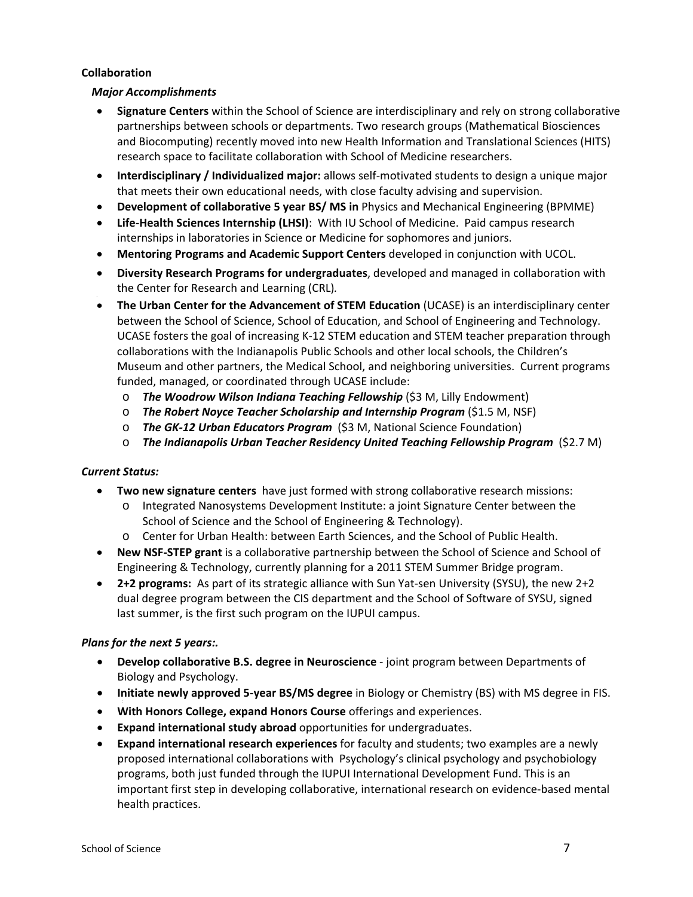**Collaboration**

***Major Accomplishments***

- **Signature Centers** within the School of Science are interdisciplinary and rely on strong collaborative partnerships between schools or departments. Two research groups (Mathematical Biosciences and Biocomputing) recently moved into new Health Information and Translational Sciences (HITS) research space to facilitate collaboration with School of Medicine researchers.
- **Interdisciplinary / Individualized major:** allows self-motivated students to design a unique major that meets their own educational needs, with close faculty advising and supervision.
- **Development of collaborative 5 year BS/ MS in** Physics and Mechanical Engineering (BPMME)
- **Life-Health Sciences Internship (LHSI)**: With IU School of Medicine. Paid campus research internships in laboratories in Science or Medicine for sophomores and juniors.
- **Mentoring Programs and Academic Support Centers** developed in conjunction with UCOL.
- **Diversity Research Programs for undergraduates**, developed and managed in collaboration with the Center for Research and Learning (CRL).
- **The Urban Center for the Advancement of STEM Education** (UCASE) is an interdisciplinary center between the School of Science, School of Education, and School of Engineering and Technology. UCASE fosters the goal of increasing K-12 STEM education and STEM teacher preparation through collaborations with the Indianapolis Public Schools and other local schools, the Children's Museum and other partners, the Medical School, and neighboring universities. Current programs funded, managed, or coordinated through UCASE include:
  - ***The Woodrow Wilson Indiana Teaching Fellowship*** ($3 M, Lilly Endowment)
  - ***The Robert Noyce Teacher Scholarship and Internship Program*** ($1.5 M, NSF)
  - ***The GK-12 Urban Educators Program*** ($3 M, National Science Foundation)
  - ***The Indianapolis Urban Teacher Residency United Teaching Fellowship Program*** ($2.7 M)

***Current Status:***

- **Two new signature centers** have just formed with strong collaborative research missions:
  - Integrated Nanosystems Development Institute: a joint Signature Center between the School of Science and the School of Engineering & Technology).
  - Center for Urban Health: between Earth Sciences, and the School of Public Health.
- **New NSF-STEP grant** is a collaborative partnership between the School of Science and School of Engineering & Technology, currently planning for a 2011 STEM Summer Bridge program.
- **2+2 programs:** As part of its strategic alliance with Sun Yat-sen University (SYSU), the new 2+2 dual degree program between the CIS department and the School of Software of SYSU, signed last summer, is the first such program on the IUPUI campus.

***Plans for the next 5 years:.***

- **Develop collaborative B.S. degree in Neuroscience** - joint program between Departments of Biology and Psychology.
- **Initiate newly approved 5-year BS/MS degree** in Biology or Chemistry (BS) with MS degree in FIS.
- **With Honors College, expand Honors Course** offerings and experiences.
- **Expand international study abroad** opportunities for undergraduates.
- **Expand international research experiences** for faculty and students; two examples are a newly proposed international collaborations with Psychology's clinical psychology and psychobiology programs, both just funded through the IUPUI International Development Fund. This is an important first step in developing collaborative, international research on evidence-based mental health practices.